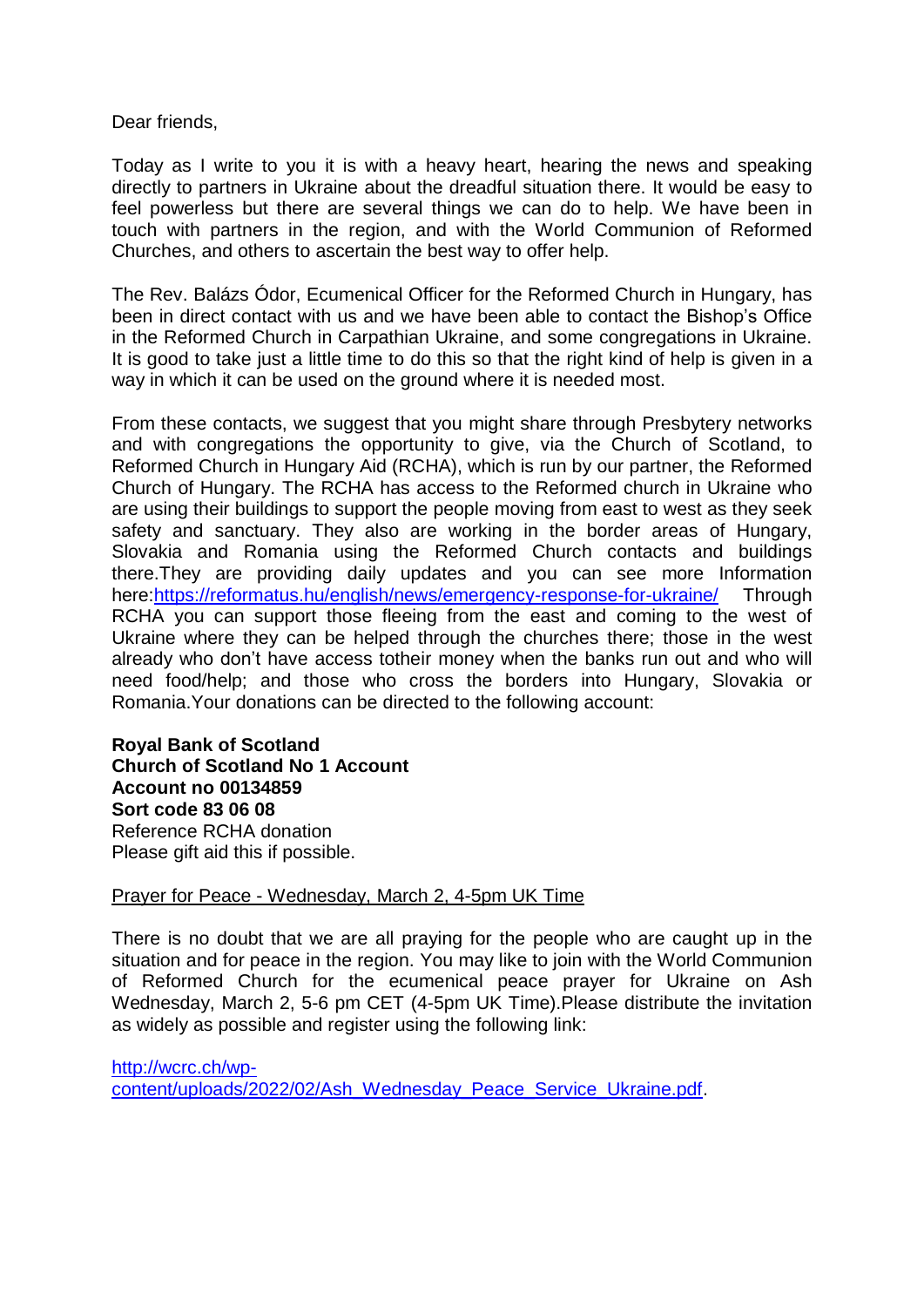Dear friends,

Today as I write to you it is with a heavy heart, hearing the news and speaking directly to partners in Ukraine about the dreadful situation there. It would be easy to feel powerless but there are several things we can do to help. We have been in touch with partners in the region, and with the World Communion of Reformed Churches, and others to ascertain the best way to offer help.

The Rev. Balázs Ódor, Ecumenical Officer for the Reformed Church in Hungary, has been in direct contact with us and we have been able to contact the Bishop's Office in the Reformed Church in Carpathian Ukraine, and some congregations in Ukraine. It is good to take just a little time to do this so that the right kind of help is given in a way in which it can be used on the ground where it is needed most.

From these contacts, we suggest that you might share through Presbytery networks and with congregations the opportunity to give, via the Church of Scotland, to Reformed Church in Hungary Aid (RCHA), which is run by our partner, the Reformed Church of Hungary. The RCHA has access to the Reformed church in Ukraine who are using their buildings to support the people moving from east to west as they seek safety and sanctuary. They also are working in the border areas of Hungary, Slovakia and Romania using the Reformed Church contacts and buildings there.They are providing daily updates and you can see more Information here:[https://reformatus.hu/english/news/emergency-response-for-ukraine/](https://reformatus.hu/english/news/emergency-response-for-ukraine/) Through RCHA you can support those fleeing from the east and coming to the west of Ukraine where they can be helped through the churches there; those in the west already who don't have access totheir money when the banks run out and who will need food/help; and those who cross the borders into Hungary, Slovakia or Romania.Your donations can be directed to the following account:

**Royal Bank of Scotland**
**Church of Scotland No 1 Account**
**Account no 00134859**
**Sort code 83 06 08**
Reference RCHA donation
Please gift aid this if possible.

Prayer for Peace - Wednesday, March 2, 4-5pm UK Time

There is no doubt that we are all praying for the people who are caught up in the situation and for peace in the region. You may like to join with the World Communion of Reformed Church for the ecumenical peace prayer for Ukraine on Ash Wednesday, March 2, 5-6 pm CET (4-5pm UK Time).Please distribute the invitation as widely as possible and register using the following link:

[http://wcrc.ch/wp-content/uploads/2022/02/Ash_Wednesday_Peace_Service_Ukraine.pdf](http://wcrc.ch/wp-content/uploads/2022/02/Ash_Wednesday_Peace_Service_Ukraine.pdf).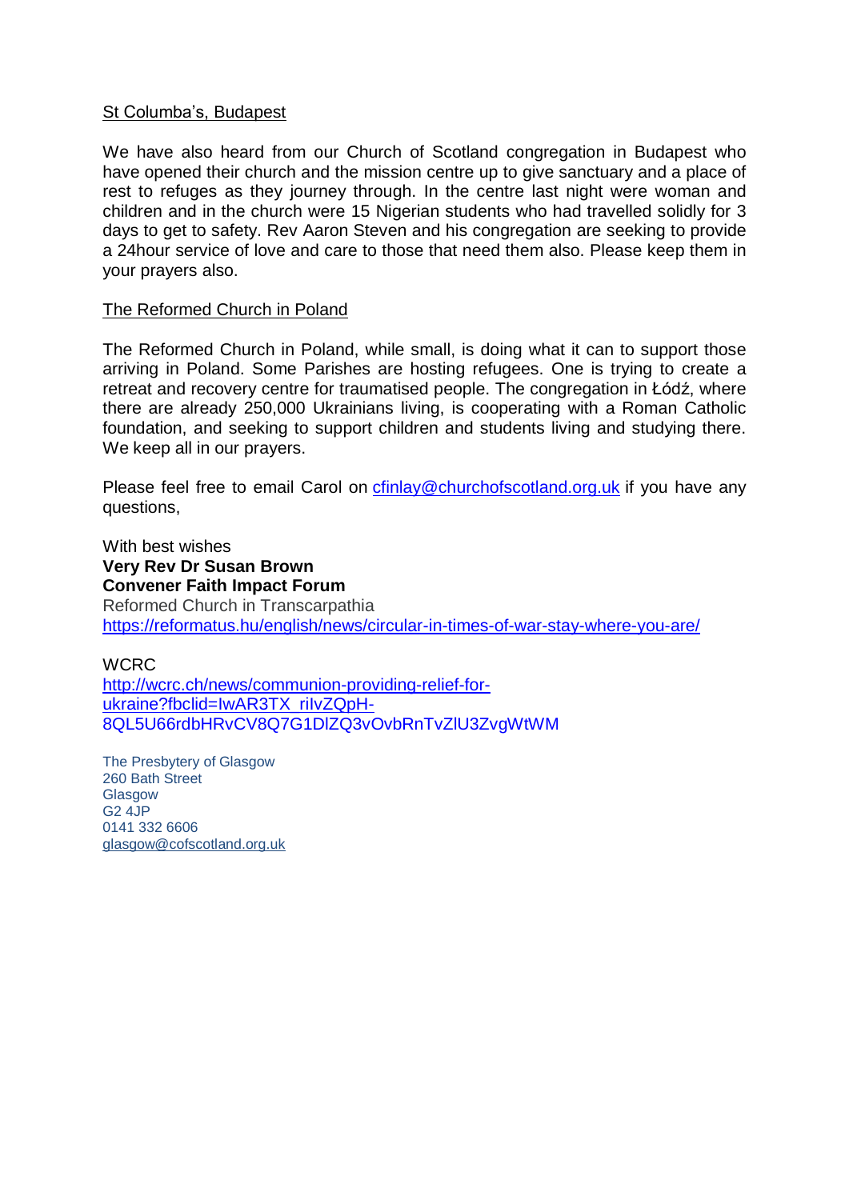St Columba's, Budapest

We have also heard from our Church of Scotland congregation in Budapest who have opened their church and the mission centre up to give sanctuary and a place of rest to refuges as they journey through. In the centre last night were woman and children and in the church were 15 Nigerian students who had travelled solidly for 3 days to get to safety. Rev Aaron Steven and his congregation are seeking to provide a 24hour service of love and care to those that need them also. Please keep them in your prayers also.

The Reformed Church in Poland

The Reformed Church in Poland, while small, is doing what it can to support those arriving in Poland. Some Parishes are hosting refugees. One is trying to create a retreat and recovery centre for traumatised people. The congregation in Łódź, where there are already 250,000 Ukrainians living, is cooperating with a Roman Catholic foundation, and seeking to support children and students living and studying there. We keep all in our prayers.

Please feel free to email Carol on cfinlay@churchofscotland.org.uk if you have any questions,

With best wishes
**Very Rev Dr Susan Brown**
**Convener Faith Impact Forum**
Reformed Church in Transcarpathia
https://reformatus.hu/english/news/circular-in-times-of-war-stay-where-you-are/

WCRC
http://wcrc.ch/news/communion-providing-relief-for-ukraine?fbclid=IwAR3TX_rilvZQpH-8QL5U66rdbHRvCV8Q7G1DlZQ3vOvbRnTvZlU3ZvgWtWM

The Presbytery of Glasgow
260 Bath Street
Glasgow
G2 4JP
0141 332 6606
glasgow@cofscotland.org.uk